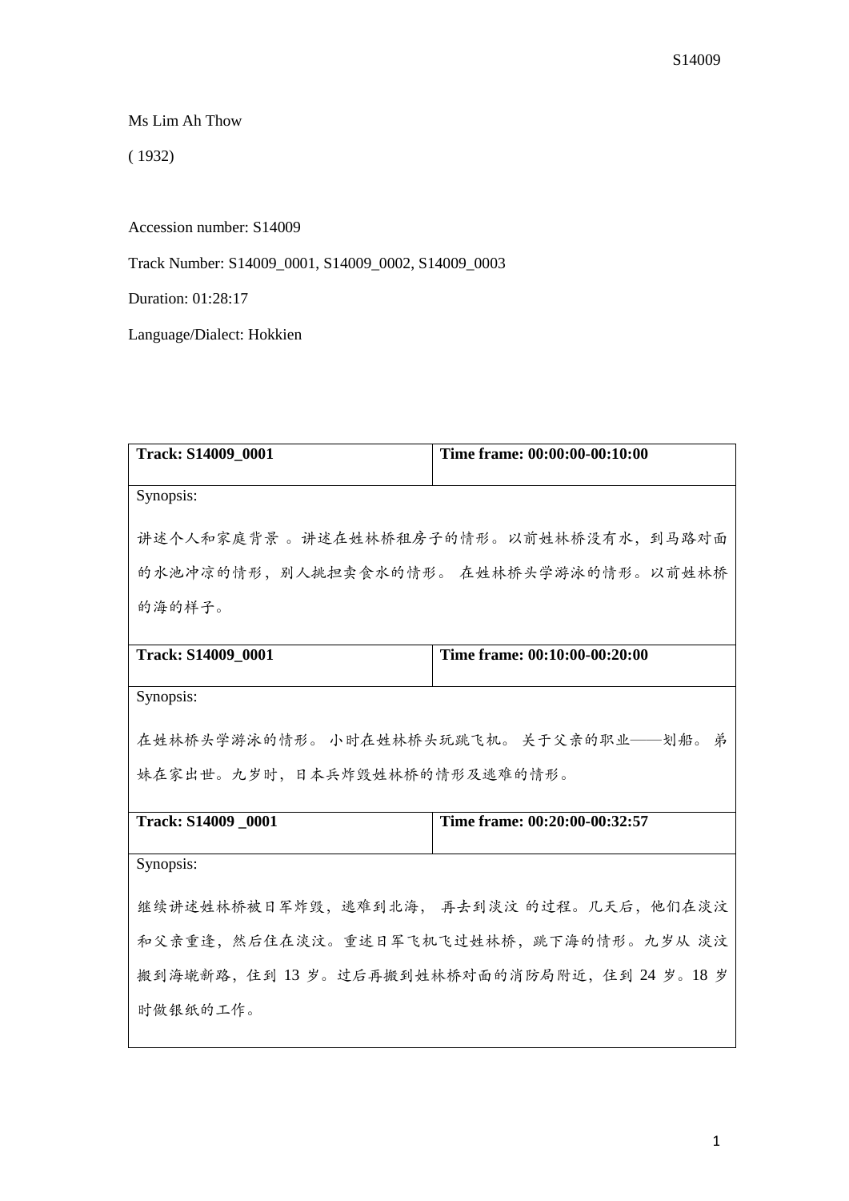Ms Lim Ah Thow

( 1932)

Accession number: S14009

Track Number: S14009_0001, S14009_0002, S14009_0003

Duration: 01:28:17

Language/Dialect: Hokkien

| Track: S14009_0001 | Time frame: 00:00:00-00:10:00 |
|---|---|
| Synopsis:<br><br>讲述个人和家庭背景 。讲述在姓林桥租房子的情形。以前姓林桥没有水，到马路对面的水池冲凉的情形，别人挑担卖食水的情形。 在姓林桥头学游泳的情形。以前姓林桥的海的样子。 | |
| **Track: S14009_0001** | **Time frame: 00:10:00-00:20:00** |
| Synopsis:<br><br>在姓林桥头学游泳的情形。 小时在姓林桥头玩跳飞机。 关于父亲的职业——划船。 弟妹在家出世。九岁时，日本兵炸毁姓林桥的情形及逃难的情形。 | |
| **Track: S14009 _0001** | **Time frame: 00:20:00-00:32:57** |
| Synopsis:<br><br>继续讲述姓林桥被日军炸毁，逃难到北海， 再去到淡汶 的过程。几天后，他们在淡汶和父亲重逢，然后住在淡汶。重述日军飞机飞过姓林桥，跳下海的情形。九岁从 淡汶 搬到海墘新路，住到 13 岁。过后再搬到姓林桥对面的消防局附近，住到 24 岁。18 岁时做银纸的工作。 | |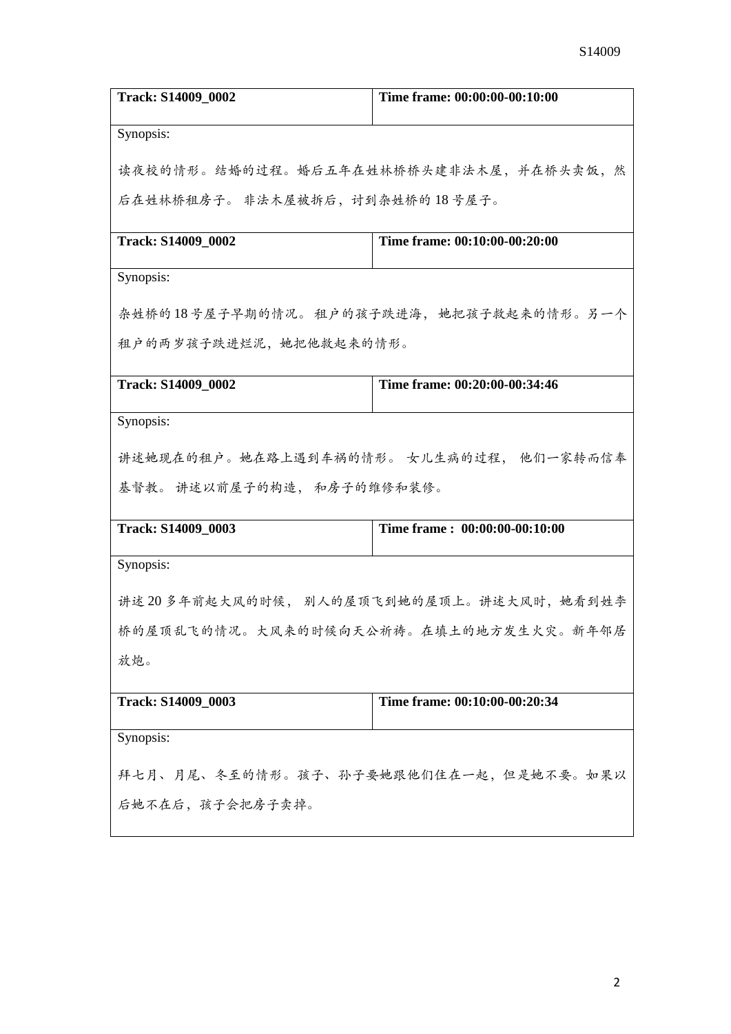| Track: S14009_0002 | Time frame: 00:00:00-00:10:00 |
| --- | --- |
| Synopsis:<br><br>读夜校的情形。结婚的过程。婚后五年在姓林桥桥头建非法木屋，并在桥头卖饭，然后在姓林桥租房子。 非法木屋被拆后，讨到杂姓桥的 18 号屋子。 | |
| **Track: S14009_0002** | **Time frame: 00:10:00-00:20:00** |
| Synopsis:<br><br>杂姓桥的 18 号屋子早期的情况。 租户的孩子跌进海，她把孩子救起来的情形。另一个租户的两岁孩子跌进烂泥，她把他救起来的情形。 | |
| **Track: S14009_0002** | **Time frame: 00:20:00-00:34:46** |
| Synopsis:<br><br>讲述她现在的租户。她在路上遇到车祸的情形。 女儿生病的过程， 他们一家转而信奉基督教。 讲述以前屋子的构造， 和房子的维修和装修。 | |
| **Track: S14009_0003** | **Time frame： 00:00:00-00:10:00** |
| Synopsis:<br><br>讲述 20 多年前起大风的时候， 别人的屋顶飞到她的屋顶上。讲述大风时，她看到姓李桥的屋顶乱飞的情况。大风来的时候向天公祈祷。在填土的地方发生火灾。新年邻居放炮。 | |
| **Track: S14009_0003** | **Time frame: 00:10:00-00:20:34** |
| Synopsis:<br><br>拜七月、 月尾、 冬至的情形。孩子、孙子要她跟他们住在一起，但是她不要。如果以后她不在后，孩子会把房子卖掉。 | |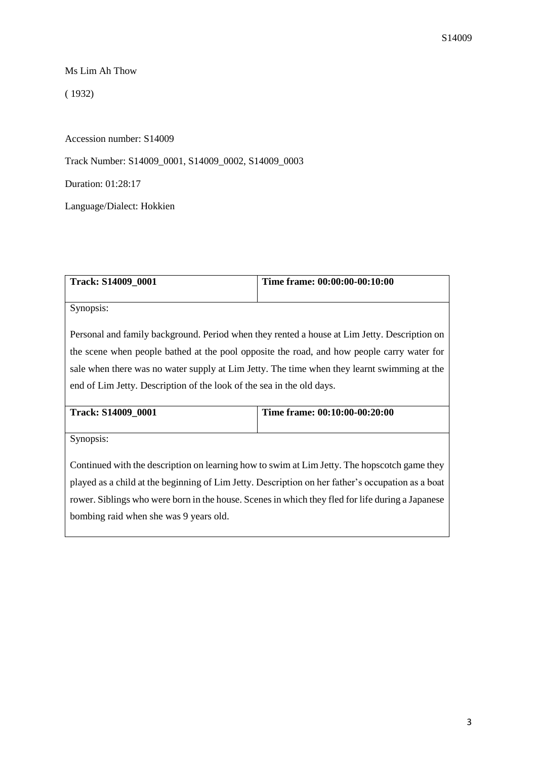Ms Lim Ah Thow

( 1932)

Accession number: S14009

Track Number: S14009_0001, S14009_0002, S14009_0003

Duration: 01:28:17

Language/Dialect: Hokkien

| **Track: S14009_0001** | **Time frame: 00:00:00-00:10:00** |
|---|---|
| Synopsis:<br><br>Personal and family background. Period when they rented a house at Lim Jetty. Description on the scene when people bathed at the pool opposite the road, and how people carry water for sale when there was no water supply at Lim Jetty. The time when they learnt swimming at the end of Lim Jetty. Description of the look of the sea in the old days. | |
| **Track: S14009_0001** | **Time frame: 00:10:00-00:20:00** |
| Synopsis:<br><br>Continued with the description on learning how to swim at Lim Jetty. The hopscotch game they played as a child at the beginning of Lim Jetty. Description on her father's occupation as a boat rower. Siblings who were born in the house. Scenes in which they fled for life during a Japanese bombing raid when she was 9 years old. | |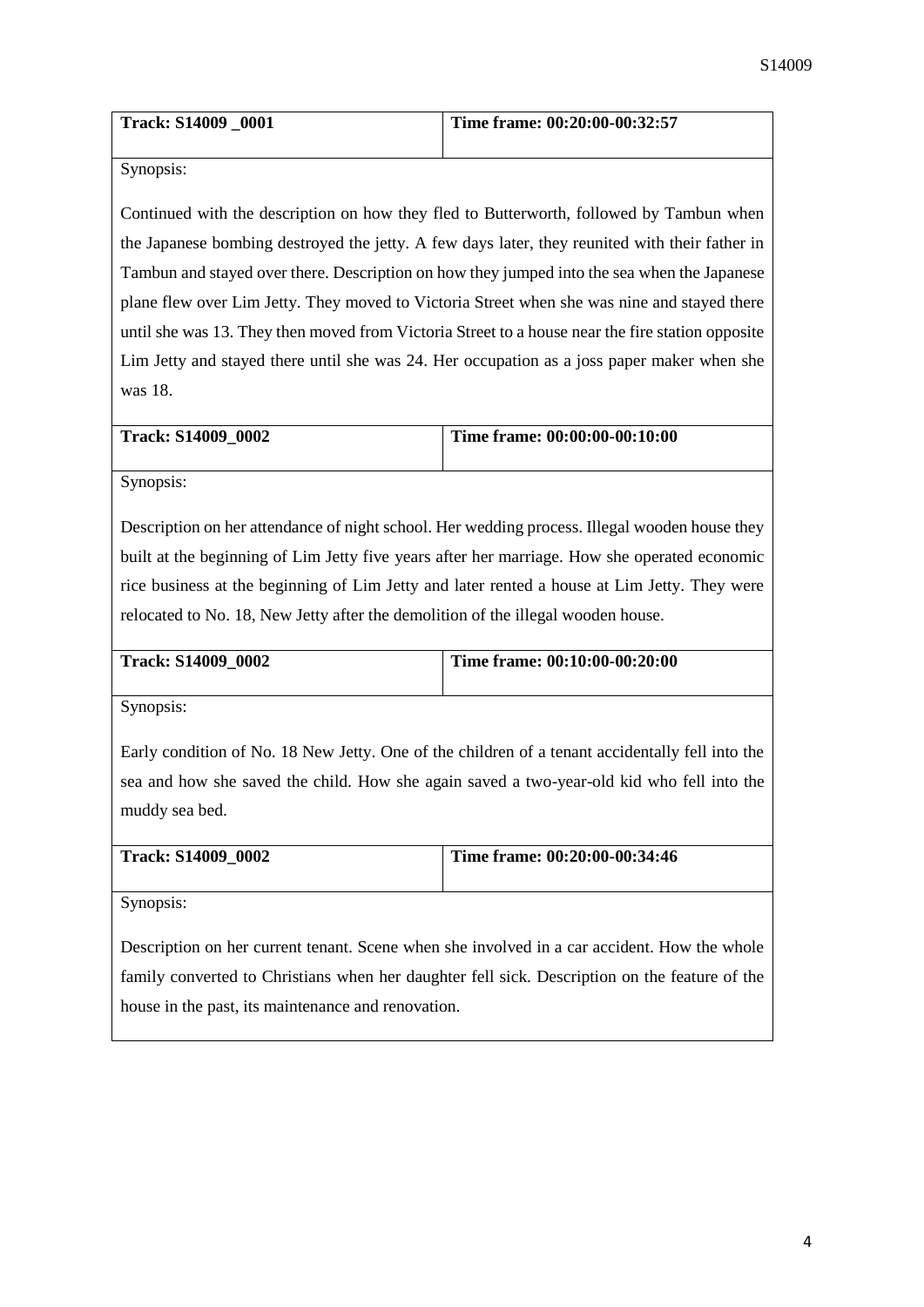| **Track: S14009 _0001** | **Time frame: 00:20:00-00:32:57** |
|---|---|

Synopsis:

Continued with the description on how they fled to Butterworth, followed by Tambun when the Japanese bombing destroyed the jetty. A few days later, they reunited with their father in Tambun and stayed over there. Description on how they jumped into the sea when the Japanese plane flew over Lim Jetty. They moved to Victoria Street when she was nine and stayed there until she was 13. They then moved from Victoria Street to a house near the fire station opposite Lim Jetty and stayed there until she was 24. Her occupation as a joss paper maker when she was 18.

| **Track: S14009_0002** | **Time frame: 00:00:00-00:10:00** |
|---|---|

Synopsis:

Description on her attendance of night school. Her wedding process. Illegal wooden house they built at the beginning of Lim Jetty five years after her marriage. How she operated economic rice business at the beginning of Lim Jetty and later rented a house at Lim Jetty. They were relocated to No. 18, New Jetty after the demolition of the illegal wooden house.

| **Track: S14009_0002** | **Time frame: 00:10:00-00:20:00** |
|---|---|

Synopsis:

Early condition of No. 18 New Jetty. One of the children of a tenant accidentally fell into the sea and how she saved the child. How she again saved a two-year-old kid who fell into the muddy sea bed.

| **Track: S14009_0002** | **Time frame: 00:20:00-00:34:46** |
|---|---|

Synopsis:

Description on her current tenant. Scene when she involved in a car accident. How the whole family converted to Christians when her daughter fell sick. Description on the feature of the house in the past, its maintenance and renovation.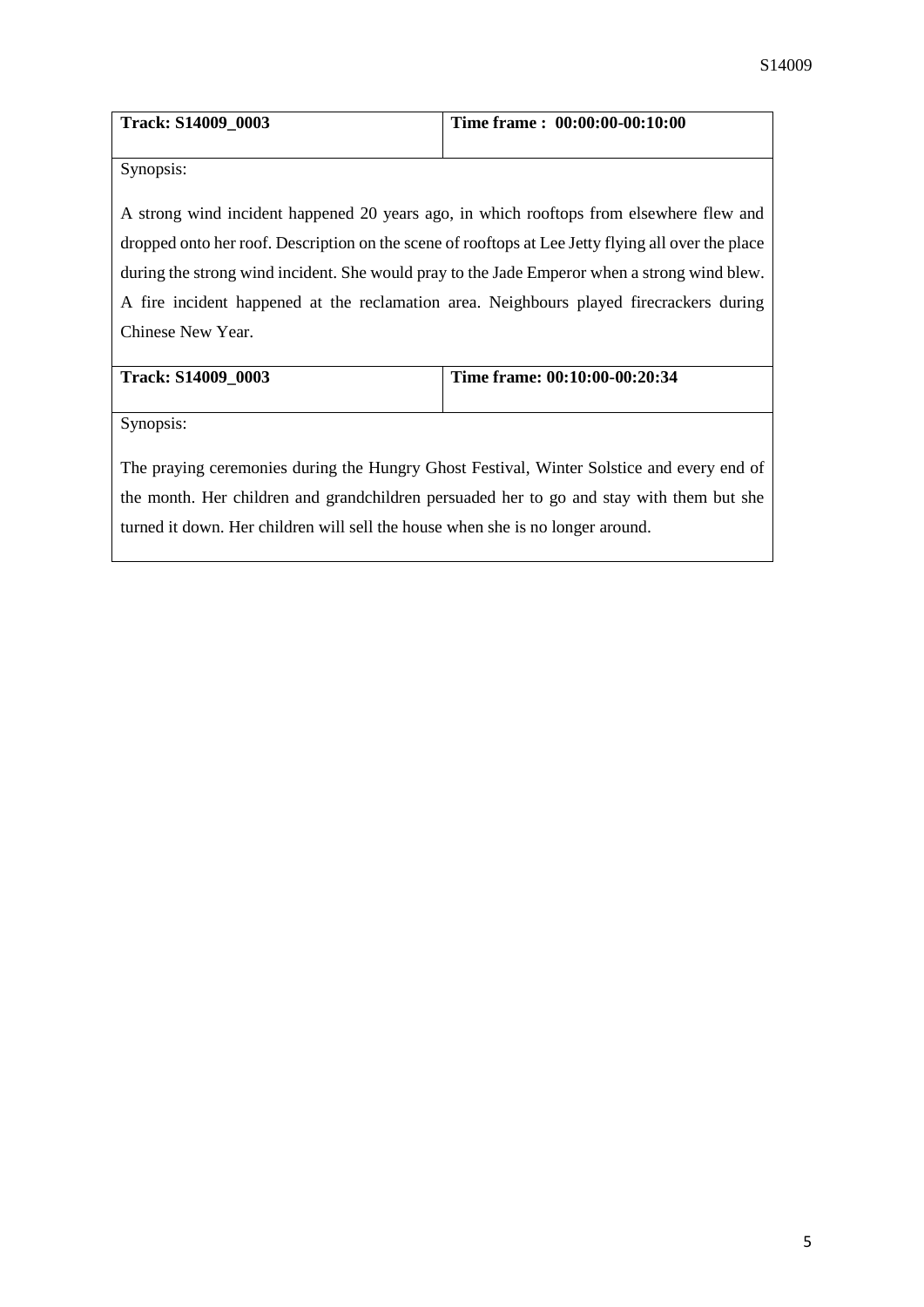| **Track: S14009_0003** | **Time frame : 00:00:00-00:10:00** |
|---|---|

Synopsis:

A strong wind incident happened 20 years ago, in which rooftops from elsewhere flew and dropped onto her roof. Description on the scene of rooftops at Lee Jetty flying all over the place during the strong wind incident. She would pray to the Jade Emperor when a strong wind blew. A fire incident happened at the reclamation area. Neighbours played firecrackers during Chinese New Year.

| **Track: S14009_0003** | **Time frame: 00:10:00-00:20:34** |
|---|---|

Synopsis:

The praying ceremonies during the Hungry Ghost Festival, Winter Solstice and every end of the month. Her children and grandchildren persuaded her to go and stay with them but she turned it down. Her children will sell the house when she is no longer around.